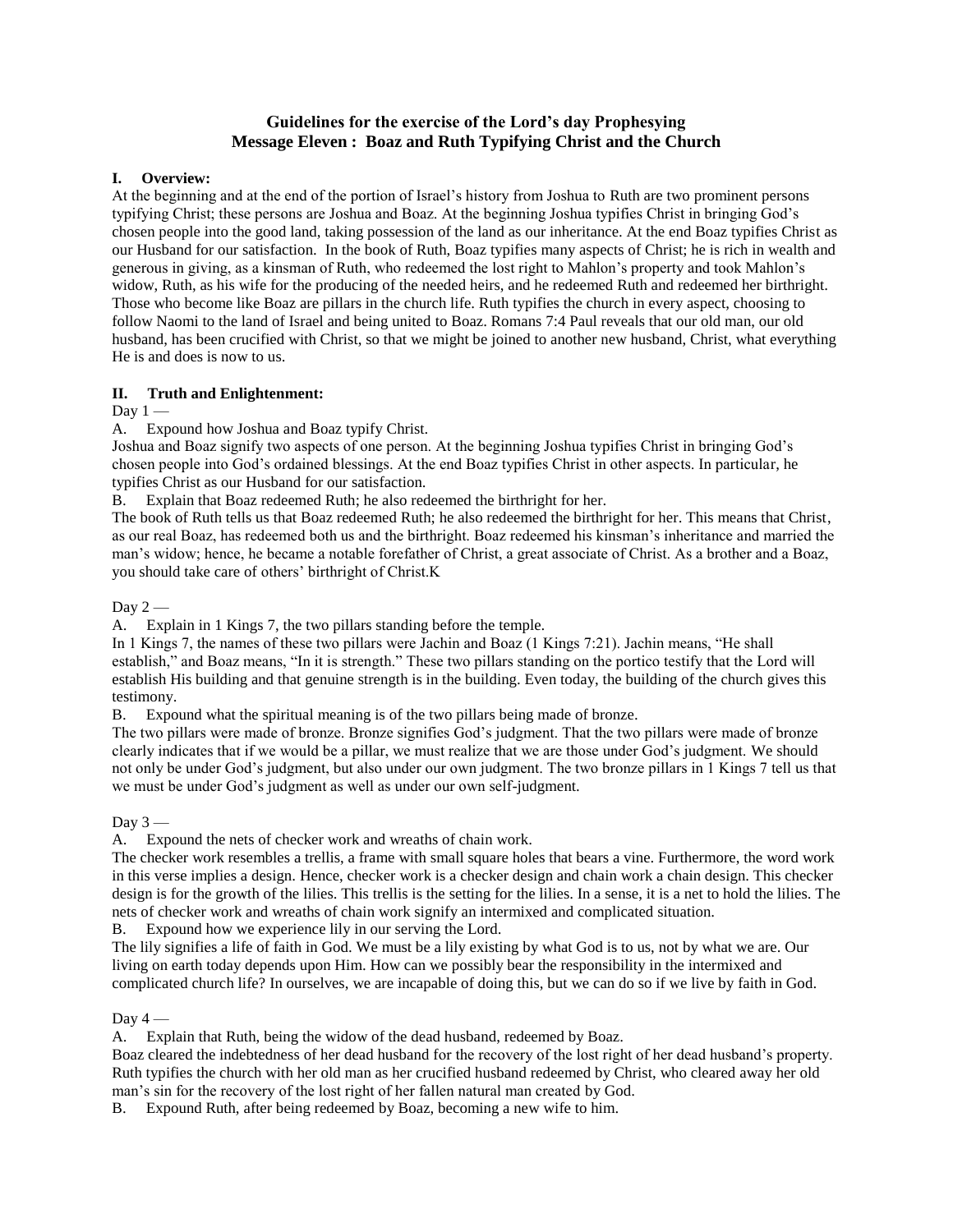# Guidelines for the exercise of the Lord's day Prophesying
## Message Eleven : Boaz and Ruth Typifying Christ and the Church

### I. Overview:

At the beginning and at the end of the portion of Israel's history from Joshua to Ruth are two prominent persons typifying Christ; these persons are Joshua and Boaz. At the beginning Joshua typifies Christ in bringing God's chosen people into the good land, taking possession of the land as our inheritance. At the end Boaz typifies Christ as our Husband for our satisfaction. In the book of Ruth, Boaz typifies many aspects of Christ; he is rich in wealth and generous in giving, as a kinsman of Ruth, who redeemed the lost right to Mahlon's property and took Mahlon's widow, Ruth, as his wife for the producing of the needed heirs, and he redeemed Ruth and redeemed her birthright. Those who become like Boaz are pillars in the church life. Ruth typifies the church in every aspect, choosing to follow Naomi to the land of Israel and being united to Boaz. Romans 7:4 Paul reveals that our old man, our old husband, has been crucified with Christ, so that we might be joined to another new husband, Christ, what everything He is and does is now to us.

### II. Truth and Enlightenment:

Day 1 —

A. Expound how Joshua and Boaz typify Christ.

Joshua and Boaz signify two aspects of one person. At the beginning Joshua typifies Christ in bringing God's chosen people into God's ordained blessings. At the end Boaz typifies Christ in other aspects. In particular, he typifies Christ as our Husband for our satisfaction.

B. Explain that Boaz redeemed Ruth; he also redeemed the birthright for her.

The book of Ruth tells us that Boaz redeemed Ruth; he also redeemed the birthright for her. This means that Christ, as our real Boaz, has redeemed both us and the birthright. Boaz redeemed his kinsman's inheritance and married the man's widow; hence, he became a notable forefather of Christ, a great associate of Christ. As a brother and a Boaz, you should take care of others' birthright of Christ.K

Day 2 —

A. Explain in 1 Kings 7, the two pillars standing before the temple.

In 1 Kings 7, the names of these two pillars were Jachin and Boaz (1 Kings 7:21). Jachin means, "He shall establish," and Boaz means, "In it is strength." These two pillars standing on the portico testify that the Lord will establish His building and that genuine strength is in the building. Even today, the building of the church gives this testimony.

B. Expound what the spiritual meaning is of the two pillars being made of bronze.

The two pillars were made of bronze. Bronze signifies God's judgment. That the two pillars were made of bronze clearly indicates that if we would be a pillar, we must realize that we are those under God's judgment. We should not only be under God's judgment, but also under our own judgment. The two bronze pillars in 1 Kings 7 tell us that we must be under God's judgment as well as under our own self-judgment.

Day 3 —

A. Expound the nets of checker work and wreaths of chain work.

The checker work resembles a trellis, a frame with small square holes that bears a vine. Furthermore, the word work in this verse implies a design. Hence, checker work is a checker design and chain work a chain design. This checker design is for the growth of the lilies. This trellis is the setting for the lilies. In a sense, it is a net to hold the lilies. The nets of checker work and wreaths of chain work signify an intermixed and complicated situation.

B. Expound how we experience lily in our serving the Lord.

The lily signifies a life of faith in God. We must be a lily existing by what God is to us, not by what we are. Our living on earth today depends upon Him. How can we possibly bear the responsibility in the intermixed and complicated church life? In ourselves, we are incapable of doing this, but we can do so if we live by faith in God.

Day 4 —

A. Explain that Ruth, being the widow of the dead husband, redeemed by Boaz.

Boaz cleared the indebtedness of her dead husband for the recovery of the lost right of her dead husband's property. Ruth typifies the church with her old man as her crucified husband redeemed by Christ, who cleared away her old man's sin for the recovery of the lost right of her fallen natural man created by God.

B. Expound Ruth, after being redeemed by Boaz, becoming a new wife to him.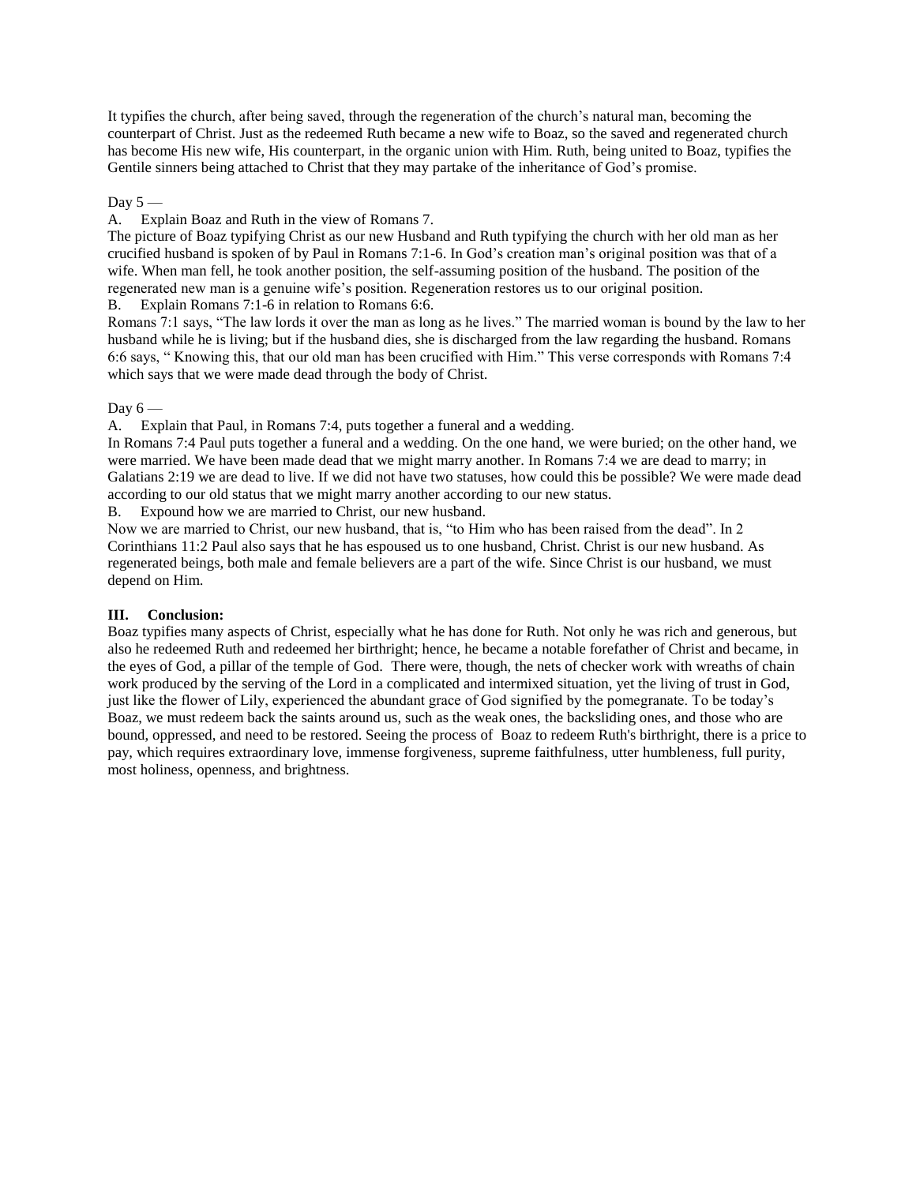It typifies the church, after being saved, through the regeneration of the church's natural man, becoming the counterpart of Christ. Just as the redeemed Ruth became a new wife to Boaz, so the saved and regenerated church has become His new wife, His counterpart, in the organic union with Him. Ruth, being united to Boaz, typifies the Gentile sinners being attached to Christ that they may partake of the inheritance of God's promise.

Day 5 —

A. Explain Boaz and Ruth in the view of Romans 7.

The picture of Boaz typifying Christ as our new Husband and Ruth typifying the church with her old man as her crucified husband is spoken of by Paul in Romans 7:1-6. In God's creation man's original position was that of a wife. When man fell, he took another position, the self-assuming position of the husband. The position of the regenerated new man is a genuine wife's position. Regeneration restores us to our original position.

B. Explain Romans 7:1-6 in relation to Romans 6:6.

Romans 7:1 says, "The law lords it over the man as long as he lives." The married woman is bound by the law to her husband while he is living; but if the husband dies, she is discharged from the law regarding the husband. Romans 6:6 says, " Knowing this, that our old man has been crucified with Him." This verse corresponds with Romans 7:4 which says that we were made dead through the body of Christ.

Day 6 —

A. Explain that Paul, in Romans 7:4, puts together a funeral and a wedding.

In Romans 7:4 Paul puts together a funeral and a wedding. On the one hand, we were buried; on the other hand, we were married. We have been made dead that we might marry another. In Romans 7:4 we are dead to marry; in Galatians 2:19 we are dead to live. If we did not have two statuses, how could this be possible? We were made dead according to our old status that we might marry another according to our new status.

B. Expound how we are married to Christ, our new husband.

Now we are married to Christ, our new husband, that is, "to Him who has been raised from the dead". In 2 Corinthians 11:2 Paul also says that he has espoused us to one husband, Christ. Christ is our new husband. As regenerated beings, both male and female believers are a part of the wife. Since Christ is our husband, we must depend on Him.

## III. Conclusion:

Boaz typifies many aspects of Christ, especially what he has done for Ruth. Not only he was rich and generous, but also he redeemed Ruth and redeemed her birthright; hence, he became a notable forefather of Christ and became, in the eyes of God, a pillar of the temple of God. There were, though, the nets of checker work with wreaths of chain work produced by the serving of the Lord in a complicated and intermixed situation, yet the living of trust in God, just like the flower of Lily, experienced the abundant grace of God signified by the pomegranate. To be today's Boaz, we must redeem back the saints around us, such as the weak ones, the backsliding ones, and those who are bound, oppressed, and need to be restored. Seeing the process of Boaz to redeem Ruth's birthright, there is a price to pay, which requires extraordinary love, immense forgiveness, supreme faithfulness, utter humbleness, full purity, most holiness, openness, and brightness.